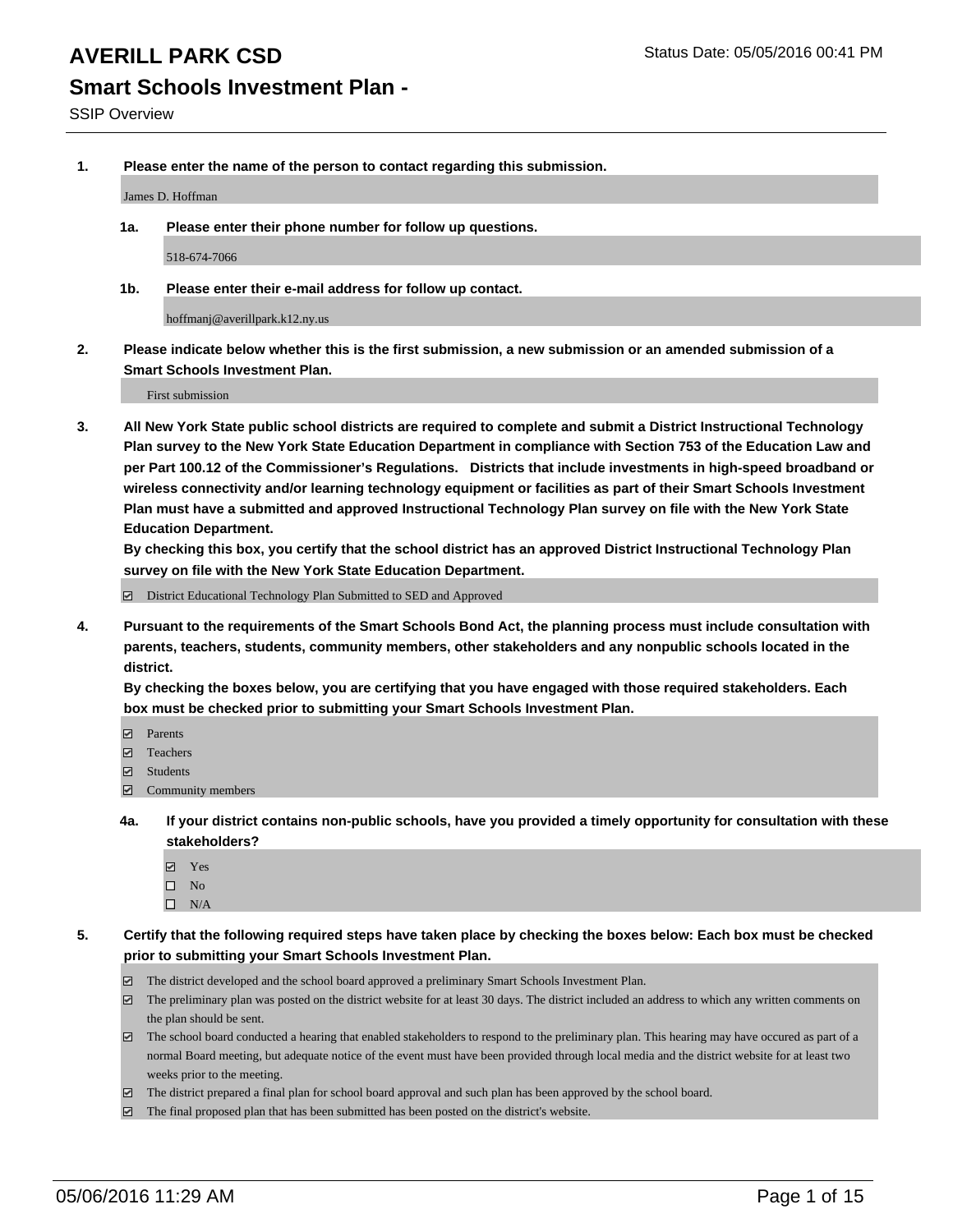# AVERILL PARK CSD

Status Date: 05/05/2016 00:41 PM

## Smart Schools Investment Plan -

SSIP Overview

**1. Please enter the name of the person to contact regarding this submission.**

James D. Hoffman

**1a. Please enter their phone number for follow up questions.**

518-674-7066

**1b. Please enter their e-mail address for follow up contact.**

hoffmanj@averillpark.k12.ny.us

**2. Please indicate below whether this is the first submission, a new submission or an amended submission of a Smart Schools Investment Plan.**

First submission

**3. All New York State public school districts are required to complete and submit a District Instructional Technology Plan survey to the New York State Education Department in compliance with Section 753 of the Education Law and per Part 100.12 of the Commissioner's Regulations. Districts that include investments in high-speed broadband or wireless connectivity and/or learning technology equipment or facilities as part of their Smart Schools Investment Plan must have a submitted and approved Instructional Technology Plan survey on file with the New York State Education Department.**
**By checking this box, you certify that the school district has an approved District Instructional Technology Plan survey on file with the New York State Education Department.**

- ☑ District Educational Technology Plan Submitted to SED and Approved

**4. Pursuant to the requirements of the Smart Schools Bond Act, the planning process must include consultation with parents, teachers, students, community members, other stakeholders and any nonpublic schools located in the district.**
**By checking the boxes below, you are certifying that you have engaged with those required stakeholders. Each box must be checked prior to submitting your Smart Schools Investment Plan.**

- ☑ Parents
- ☑ Teachers
- ☑ Students
- ☑ Community members

**4a. If your district contains non-public schools, have you provided a timely opportunity for consultation with these stakeholders?**

- ☑ Yes
- ☐ No
- ☐ N/A

**5. Certify that the following required steps have taken place by checking the boxes below: Each box must be checked prior to submitting your Smart Schools Investment Plan.**

- ☑ The district developed and the school board approved a preliminary Smart Schools Investment Plan.
- ☑ The preliminary plan was posted on the district website for at least 30 days. The district included an address to which any written comments on the plan should be sent.
- ☑ The school board conducted a hearing that enabled stakeholders to respond to the preliminary plan. This hearing may have occured as part of a normal Board meeting, but adequate notice of the event must have been provided through local media and the district website for at least two weeks prior to the meeting.
- ☑ The district prepared a final plan for school board approval and such plan has been approved by the school board.
- ☑ The final proposed plan that has been submitted has been posted on the district's website.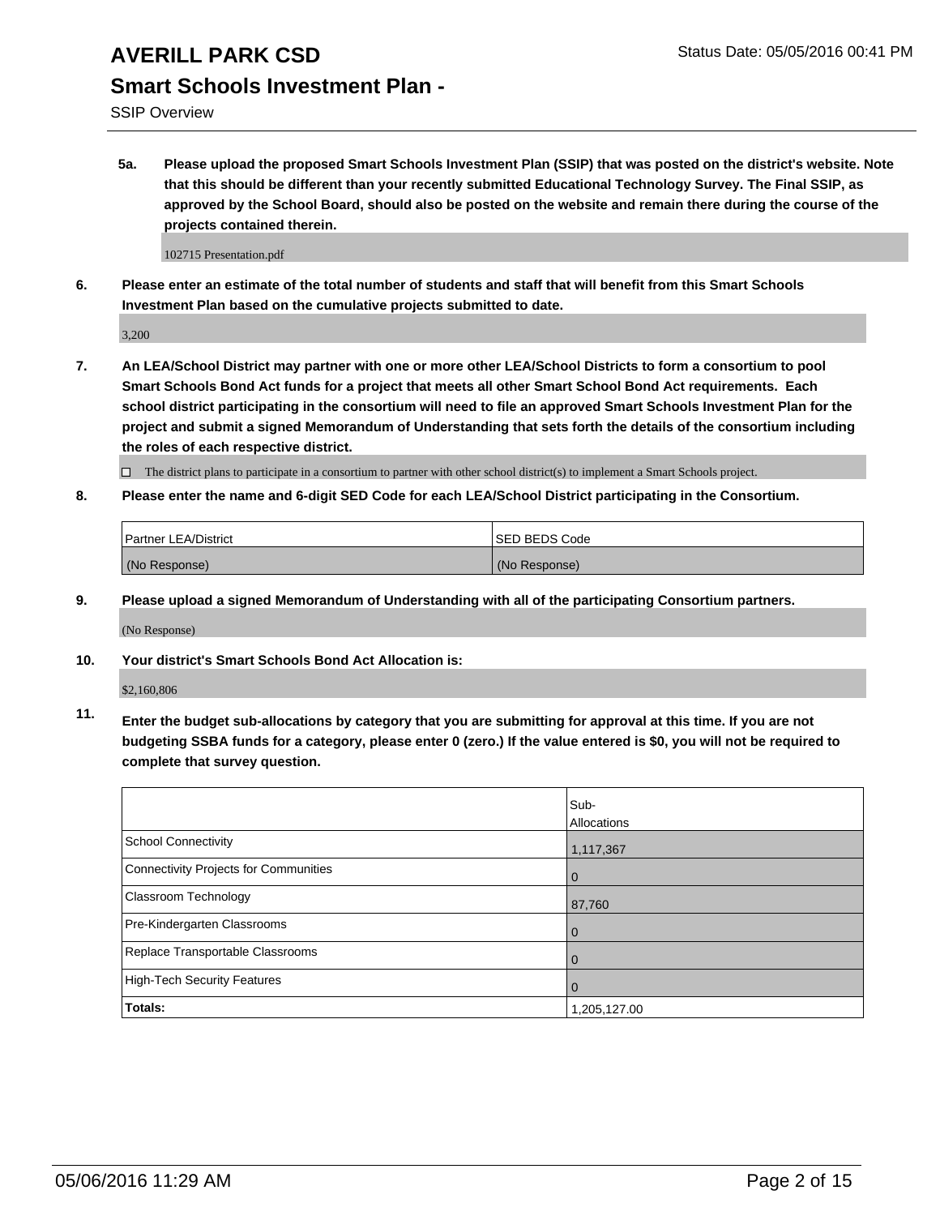5a. **Please upload the proposed Smart Schools Investment Plan (SSIP) that was posted on the district's website. Note that this should be different than your recently submitted Educational Technology Survey. The Final SSIP, as approved by the School Board, should also be posted on the website and remain there during the course of the projects contained therein.**

102715 Presentation.pdf

6. **Please enter an estimate of the total number of students and staff that will benefit from this Smart Schools Investment Plan based on the cumulative projects submitted to date.**

3,200

7. **An LEA/School District may partner with one or more other LEA/School Districts to form a consortium to pool Smart Schools Bond Act funds for a project that meets all other Smart School Bond Act requirements. Each school district participating in the consortium will need to file an approved Smart Schools Investment Plan for the project and submit a signed Memorandum of Understanding that sets forth the details of the consortium including the roles of each respective district.**

☐ The district plans to participate in a consortium to partner with other school district(s) to implement a Smart Schools project.

8. **Please enter the name and 6-digit SED Code for each LEA/School District participating in the Consortium.**

| Partner LEA/District | SED BEDS Code |
|---|---|
| (No Response) | (No Response) |

9. **Please upload a signed Memorandum of Understanding with all of the participating Consortium partners.**

(No Response)

10. **Your district's Smart Schools Bond Act Allocation is:**

$2,160,806

11. **Enter the budget sub-allocations by category that you are submitting for approval at this time. If you are not budgeting SSBA funds for a category, please enter 0 (zero.) If the value entered is $0, you will not be required to complete that survey question.**

| | Sub-Allocations |
|---|---|
| School Connectivity | 1,117,367 |
| Connectivity Projects for Communities | 0 |
| Classroom Technology | 87,760 |
| Pre-Kindergarten Classrooms | 0 |
| Replace Transportable Classrooms | 0 |
| High-Tech Security Features | 0 |
| **Totals:** | 1,205,127.00 |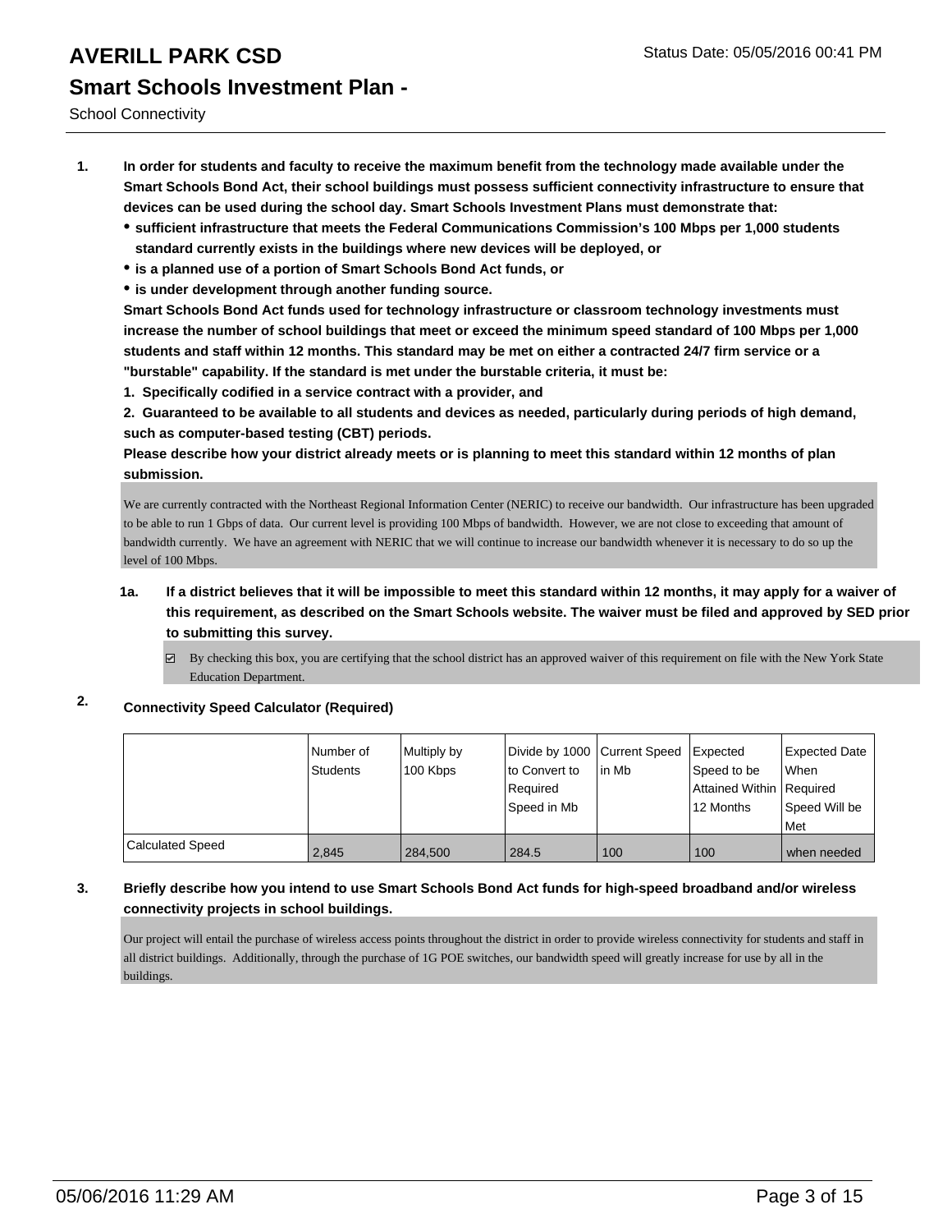# AVERILL PARK CSD

## Smart Schools Investment Plan -

School Connectivity

Status Date: 05/05/2016 00:41 PM

**1. In order for students and faculty to receive the maximum benefit from the technology made available under the Smart Schools Bond Act, their school buildings must possess sufficient connectivity infrastructure to ensure that devices can be used during the school day. Smart Schools Investment Plans must demonstrate that:**

- **sufficient infrastructure that meets the Federal Communications Commission's 100 Mbps per 1,000 students standard currently exists in the buildings where new devices will be deployed, or**
- **is a planned use of a portion of Smart Schools Bond Act funds, or**
- **is under development through another funding source.**

**Smart Schools Bond Act funds used for technology infrastructure or classroom technology investments must increase the number of school buildings that meet or exceed the minimum speed standard of 100 Mbps per 1,000 students and staff within 12 months. This standard may be met on either a contracted 24/7 firm service or a "burstable" capability. If the standard is met under the burstable criteria, it must be:**

**1. Specifically codified in a service contract with a provider, and**

**2. Guaranteed to be available to all students and devices as needed, particularly during periods of high demand, such as computer-based testing (CBT) periods.**

**Please describe how your district already meets or is planning to meet this standard within 12 months of plan submission.**

We are currently contracted with the Northeast Regional Information Center (NERIC) to receive our bandwidth. Our infrastructure has been upgraded to be able to run 1 Gbps of data. Our current level is providing 100 Mbps of bandwidth. However, we are not close to exceeding that amount of bandwidth currently. We have an agreement with NERIC that we will continue to increase our bandwidth whenever it is necessary to do so up the level of 100 Mbps.

**1a. If a district believes that it will be impossible to meet this standard within 12 months, it may apply for a waiver of this requirement, as described on the Smart Schools website. The waiver must be filed and approved by SED prior to submitting this survey.**

☑ By checking this box, you are certifying that the school district has an approved waiver of this requirement on file with the New York State Education Department.

**2. Connectivity Speed Calculator (Required)**

| | Number of Students | Multiply by 100 Kbps | Divide by 1000 to Convert to Required Speed in Mb | Current Speed in Mb | Expected Speed to be Attained Within 12 Months | Expected Date When Required Speed Will be Met |
|---|---|---|---|---|---|---|
| Calculated Speed | 2,845 | 284,500 | 284.5 | 100 | 100 | when needed |

**3. Briefly describe how you intend to use Smart Schools Bond Act funds for high-speed broadband and/or wireless connectivity projects in school buildings.**

Our project will entail the purchase of wireless access points throughout the district in order to provide wireless connectivity for students and staff in all district buildings. Additionally, through the purchase of 1G POE switches, our bandwidth speed will greatly increase for use by all in the buildings.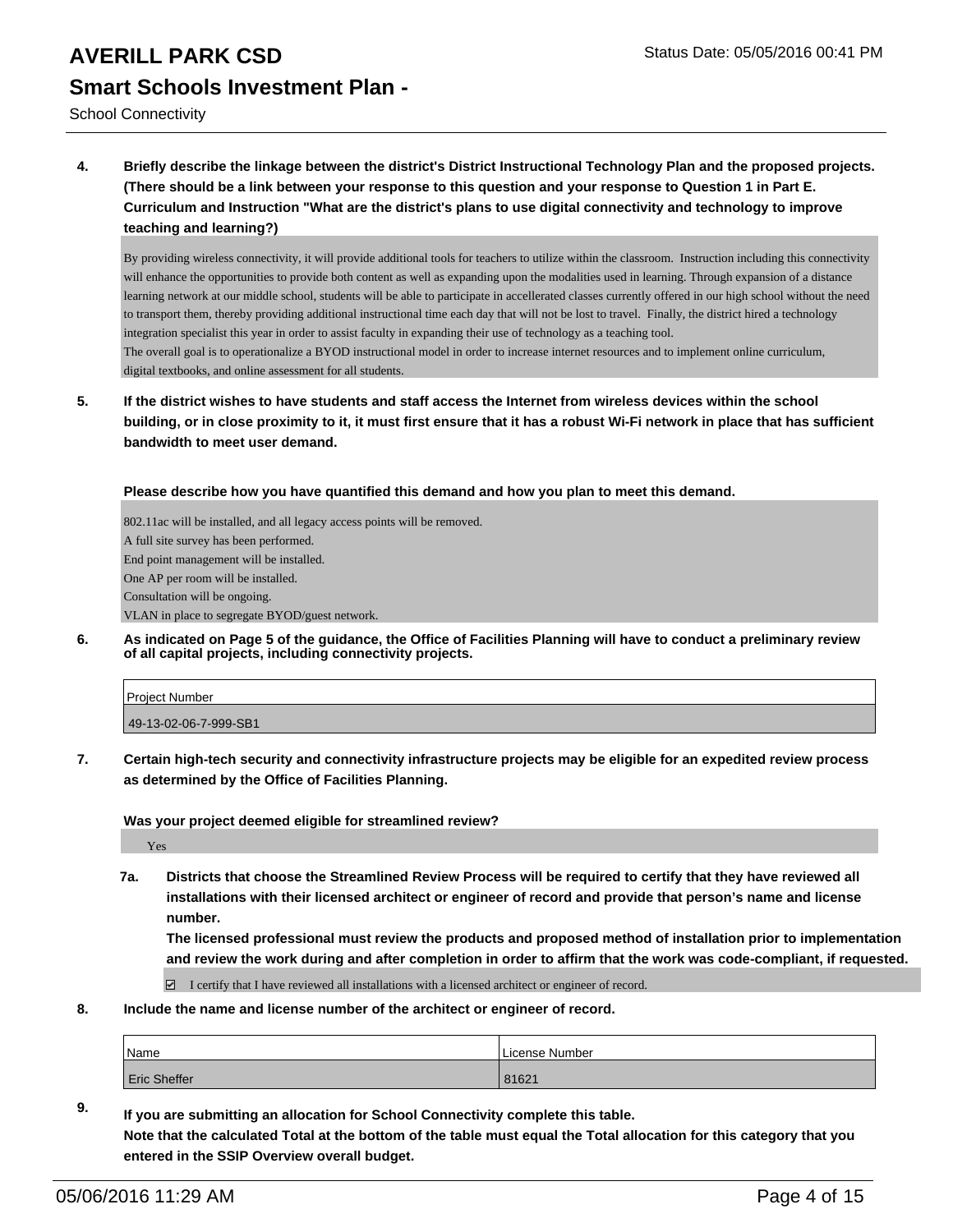4. **Briefly describe the linkage between the district's District Instructional Technology Plan and the proposed projects. (There should be a link between your response to this question and your response to Question 1 in Part E. Curriculum and Instruction "What are the district's plans to use digital connectivity and technology to improve teaching and learning?)**

By providing wireless connectivity, it will provide additional tools for teachers to utilize within the classroom. Instruction including this connectivity will enhance the opportunities to provide both content as well as expanding upon the modalities used in learning. Through expansion of a distance learning network at our middle school, students will be able to participate in accellerated classes currently offered in our high school without the need to transport them, thereby providing additional instructional time each day that will not be lost to travel. Finally, the district hired a technology integration specialist this year in order to assist faculty in expanding their use of technology as a teaching tool.
The overall goal is to operationalize a BYOD instructional model in order to increase internet resources and to implement online curriculum, digital textbooks, and online assessment for all students.

5. **If the district wishes to have students and staff access the Internet from wireless devices within the school building, or in close proximity to it, it must first ensure that it has a robust Wi-Fi network in place that has sufficient bandwidth to meet user demand.**

**Please describe how you have quantified this demand and how you plan to meet this demand.**

802.11ac will be installed, and all legacy access points will be removed.
A full site survey has been performed.
End point management will be installed.
One AP per room will be installed.
Consultation will be ongoing.
VLAN in place to segregate BYOD/guest network.

6. **As indicated on Page 5 of the guidance, the Office of Facilities Planning will have to conduct a preliminary review of all capital projects, including connectivity projects.**

| Project Number |
|---|
| 49-13-02-06-7-999-SB1 |

7. **Certain high-tech security and connectivity infrastructure projects may be eligible for an expedited review process as determined by the Office of Facilities Planning.**

**Was your project deemed eligible for streamlined review?**

Yes

7a. **Districts that choose the Streamlined Review Process will be required to certify that they have reviewed all installations with their licensed architect or engineer of record and provide that person's name and license number.**
**The licensed professional must review the products and proposed method of installation prior to implementation and review the work during and after completion in order to affirm that the work was code-compliant, if requested.**

☑ I certify that I have reviewed all installations with a licensed architect or engineer of record.

8. **Include the name and license number of the architect or engineer of record.**

| Name | License Number |
|---|---|
| Eric Sheffer | 81621 |

9. **If you are submitting an allocation for School Connectivity complete this table.**
**Note that the calculated Total at the bottom of the table must equal the Total allocation for this category that you entered in the SSIP Overview overall budget.**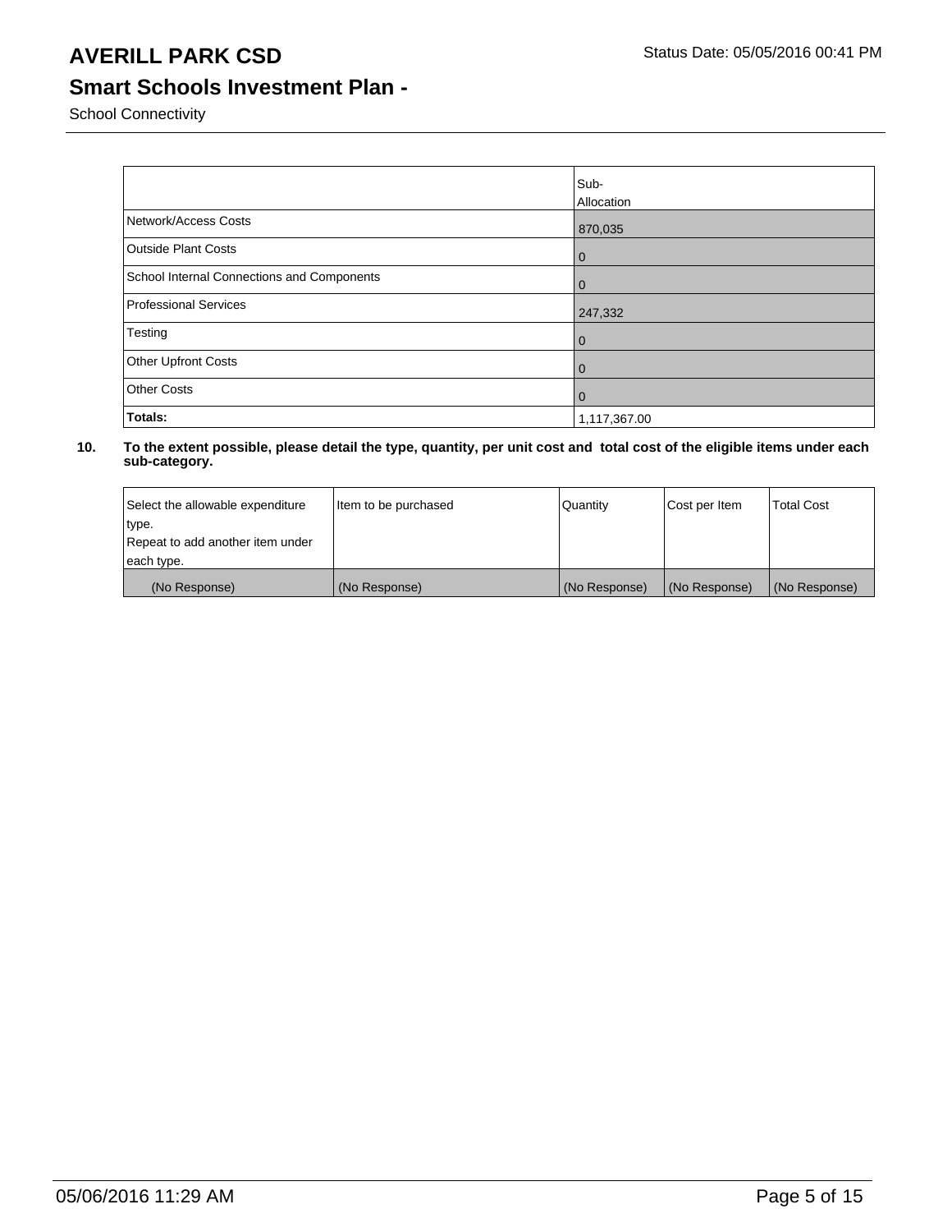# AVERILL PARK CSD

Status Date: 05/05/2016 00:41 PM

## Smart Schools Investment Plan -

School Connectivity

| | Sub-Allocation |
|---|---|
| Network/Access Costs | 870,035 |
| Outside Plant Costs | 0 |
| School Internal Connections and Components | 0 |
| Professional Services | 247,332 |
| Testing | 0 |
| Other Upfront Costs | 0 |
| Other Costs | 0 |
| **Totals:** | 1,117,367.00 |

**10. To the extent possible, please detail the type, quantity, per unit cost and total cost of the eligible items under each sub-category.**

| Select the allowable expenditure type. Repeat to add another item under each type. | Item to be purchased | Quantity | Cost per Item | Total Cost |
|---|---|---|---|---|
| (No Response) | (No Response) | (No Response) | (No Response) | (No Response) |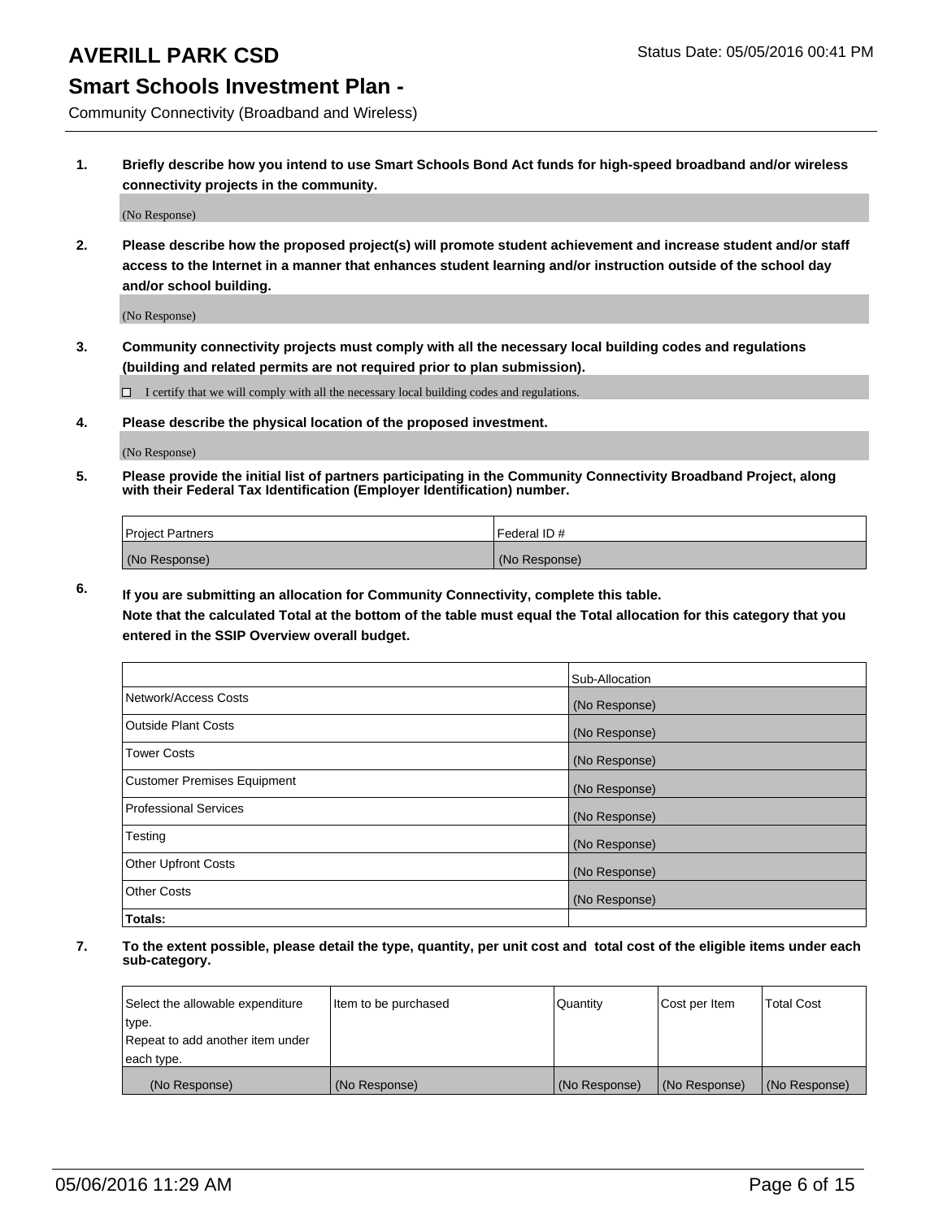# AVERILL PARK CSD

Status Date: 05/05/2016 00:41 PM

## Smart Schools Investment Plan -

Community Connectivity (Broadband and Wireless)

**1. Briefly describe how you intend to use Smart Schools Bond Act funds for high-speed broadband and/or wireless connectivity projects in the community.**

(No Response)

**2. Please describe how the proposed project(s) will promote student achievement and increase student and/or staff access to the Internet in a manner that enhances student learning and/or instruction outside of the school day and/or school building.**

(No Response)

**3. Community connectivity projects must comply with all the necessary local building codes and regulations (building and related permits are not required prior to plan submission).**

☐ I certify that we will comply with all the necessary local building codes and regulations.

**4. Please describe the physical location of the proposed investment.**

(No Response)

**5. Please provide the initial list of partners participating in the Community Connectivity Broadband Project, along with their Federal Tax Identification (Employer Identification) number.**

| Project Partners | Federal ID # |
|---|---|
| (No Response) | (No Response) |

**6. If you are submitting an allocation for Community Connectivity, complete this table. Note that the calculated Total at the bottom of the table must equal the Total allocation for this category that you entered in the SSIP Overview overall budget.**

| | Sub-Allocation |
|---|---|
| Network/Access Costs | (No Response) |
| Outside Plant Costs | (No Response) |
| Tower Costs | (No Response) |
| Customer Premises Equipment | (No Response) |
| Professional Services | (No Response) |
| Testing | (No Response) |
| Other Upfront Costs | (No Response) |
| Other Costs | (No Response) |
| **Totals:** | |

**7. To the extent possible, please detail the type, quantity, per unit cost and total cost of the eligible items under each sub-category.**

| Select the allowable expenditure type. Repeat to add another item under each type. | Item to be purchased | Quantity | Cost per Item | Total Cost |
|---|---|---|---|---|
| (No Response) | (No Response) | (No Response) | (No Response) | (No Response) |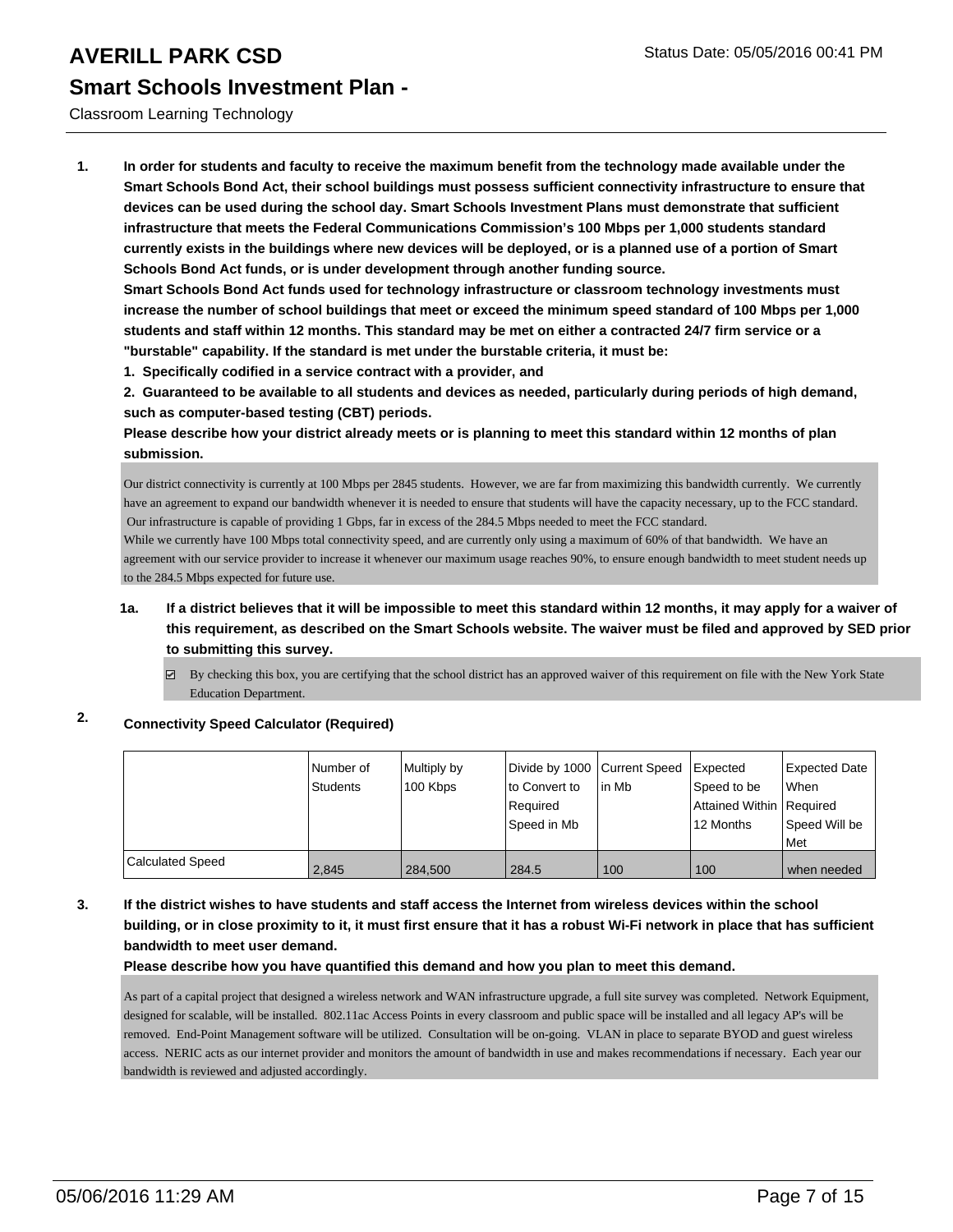# AVERILL PARK CSD

Status Date: 05/05/2016 00:41 PM

## Smart Schools Investment Plan -

Classroom Learning Technology

1. **In order for students and faculty to receive the maximum benefit from the technology made available under the Smart Schools Bond Act, their school buildings must possess sufficient connectivity infrastructure to ensure that devices can be used during the school day. Smart Schools Investment Plans must demonstrate that sufficient infrastructure that meets the Federal Communications Commission's 100 Mbps per 1,000 students standard currently exists in the buildings where new devices will be deployed, or is a planned use of a portion of Smart Schools Bond Act funds, or is under development through another funding source.**

   **Smart Schools Bond Act funds used for technology infrastructure or classroom technology investments must increase the number of school buildings that meet or exceed the minimum speed standard of 100 Mbps per 1,000 students and staff within 12 months. This standard may be met on either a contracted 24/7 firm service or a "burstable" capability. If the standard is met under the burstable criteria, it must be:**

   **1. Specifically codified in a service contract with a provider, and**

   **2. Guaranteed to be available to all students and devices as needed, particularly during periods of high demand, such as computer-based testing (CBT) periods.**

   **Please describe how your district already meets or is planning to meet this standard within 12 months of plan submission.**

   Our district connectivity is currently at 100 Mbps per 2845 students. However, we are far from maximizing this bandwidth currently. We currently have an agreement to expand our bandwidth whenever it is needed to ensure that students will have the capacity necessary, up to the FCC standard. Our infrastructure is capable of providing 1 Gbps, far in excess of the 284.5 Mbps needed to meet the FCC standard.
   While we currently have 100 Mbps total connectivity speed, and are currently only using a maximum of 60% of that bandwidth. We have an agreement with our service provider to increase it whenever our maximum usage reaches 90%, to ensure enough bandwidth to meet student needs up to the 284.5 Mbps expected for future use.

   1a. **If a district believes that it will be impossible to meet this standard within 12 months, it may apply for a waiver of this requirement, as described on the Smart Schools website. The waiver must be filed and approved by SED prior to submitting this survey.**

   ☑ By checking this box, you are certifying that the school district has an approved waiver of this requirement on file with the New York State Education Department.

2. **Connectivity Speed Calculator (Required)**

| | Number of Students | Multiply by 100 Kbps | Divide by 1000 to Convert to Required Speed in Mb | Current Speed in Mb | Expected Speed to be Attained Within 12 Months | Expected Date When Required Speed Will be Met |
|---|---|---|---|---|---|---|
| Calculated Speed | 2,845 | 284,500 | 284.5 | 100 | 100 | when needed |

3. **If the district wishes to have students and staff access the Internet from wireless devices within the school building, or in close proximity to it, it must first ensure that it has a robust Wi-Fi network in place that has sufficient bandwidth to meet user demand.**

   **Please describe how you have quantified this demand and how you plan to meet this demand.**

   As part of a capital project that designed a wireless network and WAN infrastructure upgrade, a full site survey was completed. Network Equipment, designed for scalable, will be installed. 802.11ac Access Points in every classroom and public space will be installed and all legacy AP's will be removed. End-Point Management software will be utilized. Consultation will be on-going. VLAN in place to separate BYOD and guest wireless access. NERIC acts as our internet provider and monitors the amount of bandwidth in use and makes recommendations if necessary. Each year our bandwidth is reviewed and adjusted accordingly.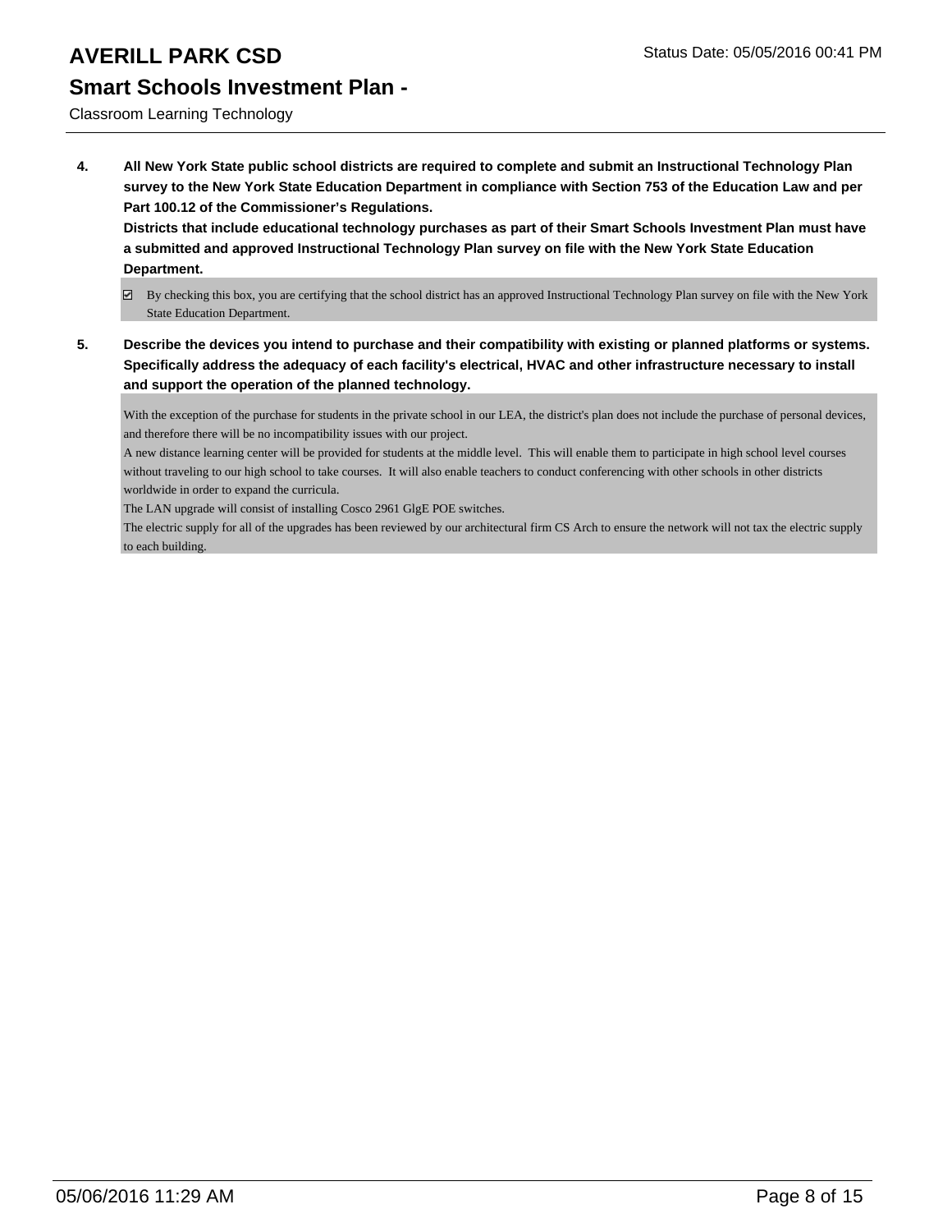# AVERILL PARK CSD

## Smart Schools Investment Plan -

Classroom Learning Technology

**4. All New York State public school districts are required to complete and submit an Instructional Technology Plan survey to the New York State Education Department in compliance with Section 753 of the Education Law and per Part 100.12 of the Commissioner's Regulations.**
**Districts that include educational technology purchases as part of their Smart Schools Investment Plan must have a submitted and approved Instructional Technology Plan survey on file with the New York State Education Department.**

☑ By checking this box, you are certifying that the school district has an approved Instructional Technology Plan survey on file with the New York State Education Department.

**5. Describe the devices you intend to purchase and their compatibility with existing or planned platforms or systems. Specifically address the adequacy of each facility's electrical, HVAC and other infrastructure necessary to install and support the operation of the planned technology.**

With the exception of the purchase for students in the private school in our LEA, the district's plan does not include the purchase of personal devices, and therefore there will be no incompatibility issues with our project.
A new distance learning center will be provided for students at the middle level. This will enable them to participate in high school level courses without traveling to our high school to take courses. It will also enable teachers to conduct conferencing with other schools in other districts worldwide in order to expand the curricula.
The LAN upgrade will consist of installing Cosco 2961 GlgE POE switches.
The electric supply for all of the upgrades has been reviewed by our architectural firm CS Arch to ensure the network will not tax the electric supply to each building.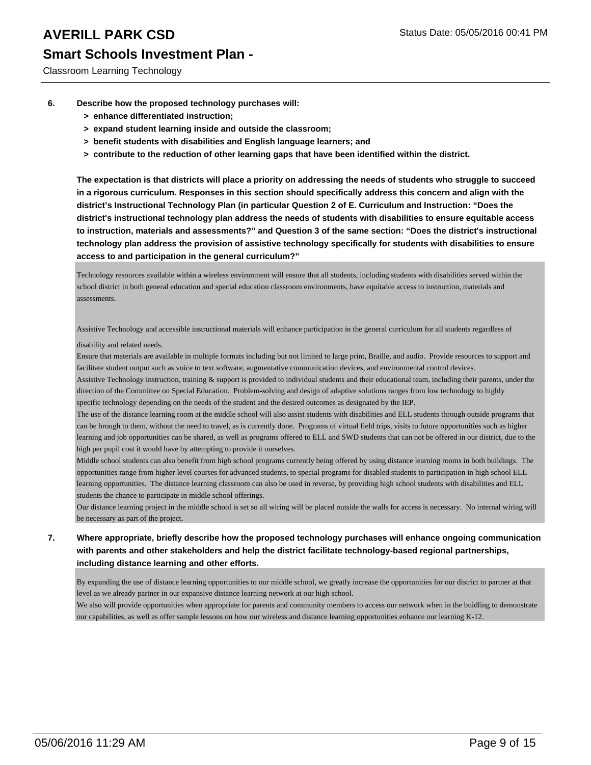6. **Describe how the proposed technology purchases will:**
   - **> enhance differentiated instruction;**
   - **> expand student learning inside and outside the classroom;**
   - **> benefit students with disabilities and English language learners; and**
   - **> contribute to the reduction of other learning gaps that have been identified within the district.**

   **The expectation is that districts will place a priority on addressing the needs of students who struggle to succeed in a rigorous curriculum. Responses in this section should specifically address this concern and align with the district's Instructional Technology Plan (in particular Question 2 of E. Curriculum and Instruction: "Does the district's instructional technology plan address the needs of students with disabilities to ensure equitable access to instruction, materials and assessments?" and Question 3 of the same section: "Does the district's instructional technology plan address the provision of assistive technology specifically for students with disabilities to ensure access to and participation in the general curriculum?"**

Technology resources available within a wireless environment will ensure that all students, including students with disabilities served within the school district in both general education and special education classroom environments, have equitable access to instruction, materials and assessments.

Assistive Technology and accessible instructional materials will enhance participation in the general curriculum for all students regardless of disability and related needs.
Ensure that materials are available in multiple formats including but not limited to large print, Braille, and audio. Provide resources to support and facilitate student output such as voice to text software, augmentative communication devices, and environmental control devices.
Assistive Technology instruction, training & support is provided to individual students and their educational team, including their parents, under the direction of the Committee on Special Education. Problem-solving and design of adaptive solutions ranges from low technology to highly specific technology depending on the needs of the student and the desired outcomes as designated by the IEP.
The use of the distance learning room at the middle school will also assist students with disabilities and ELL students through outside programs that can be brough to them, without the need to travel, as is currently done. Programs of virtual field trips, visits to future opportunities such as higher learning and job opportunities can be shared, as well as programs offered to ELL and SWD students that can not be offered in our district, due to the high per pupil cost it would have by attempting to provide it ourselves.
Middle school students can also benefit from high school programs currently being offered by using distance learning rooms in both buildings. The opportunities range from higher level courses for advanced students, to special programs for disabled students to participation in high school ELL learning opportunities. The distance learning classroom can also be used in reverse, by providing high school students with disabilities and ELL students the chance to participate in middle school offerings.
Our distance learning project in the middle school is set so all wiring will be placed outside the walls for access is necessary. No internal wiring will be necessary as part of the project.

7. **Where appropriate, briefly describe how the proposed technology purchases will enhance ongoing communication with parents and other stakeholders and help the district facilitate technology-based regional partnerships, including distance learning and other efforts.**

By expanding the use of distance learning opportunities to our middle school, we greatly increase the opportunities for our district to partner at that level as we already partner in our expansive distance learning network at our high school.
We also will provide opportunities when appropriate for parents and community members to access our network when in the buidling to demonstrate our capabilities, as well as offer sample lessons on how our wireless and distance learning opportunities enhance our learning K-12.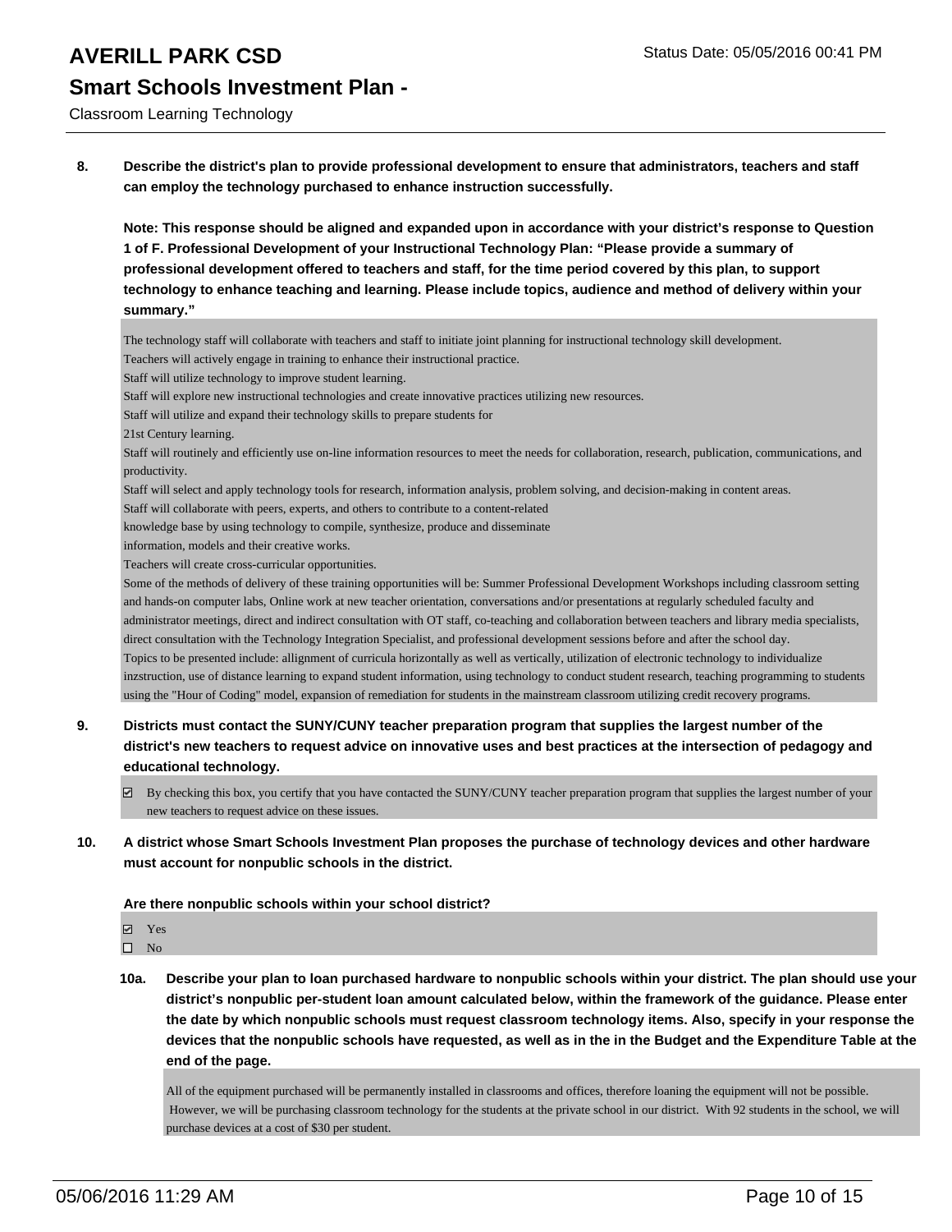**8. Describe the district's plan to provide professional development to ensure that administrators, teachers and staff can employ the technology purchased to enhance instruction successfully.**

**Note: This response should be aligned and expanded upon in accordance with your district's response to Question 1 of F. Professional Development of your Instructional Technology Plan: "Please provide a summary of professional development offered to teachers and staff, for the time period covered by this plan, to support technology to enhance teaching and learning. Please include topics, audience and method of delivery within your summary."**

The technology staff will collaborate with teachers and staff to initiate joint planning for instructional technology skill development.
Teachers will actively engage in training to enhance their instructional practice.
Staff will utilize technology to improve student learning.
Staff will explore new instructional technologies and create innovative practices utilizing new resources.
Staff will utilize and expand their technology skills to prepare students for
21st Century learning.
Staff will routinely and efficiently use on-line information resources to meet the needs for collaboration, research, publication, communications, and productivity.
Staff will select and apply technology tools for research, information analysis, problem solving, and decision-making in content areas.
Staff will collaborate with peers, experts, and others to contribute to a content-related
knowledge base by using technology to compile, synthesize, produce and disseminate
information, models and their creative works.
Teachers will create cross-curricular opportunities.
Some of the methods of delivery of these training opportunities will be: Summer Professional Development Workshops including classroom setting and hands-on computer labs, Online work at new teacher orientation, conversations and/or presentations at regularly scheduled faculty and administrator meetings, direct and indirect consultation with OT staff, co-teaching and collaboration between teachers and library media specialists, direct consultation with the Technology Integration Specialist, and professional development sessions before and after the school day.
Topics to be presented include: allignment of curricula horizontally as well as vertically, utilization of electronic technology to individualize inzstruction, use of distance learning to expand student information, using technology to conduct student research, teaching programming to students using the "Hour of Coding" model, expansion of remediation for students in the mainstream classroom utilizing credit recovery programs.

**9. Districts must contact the SUNY/CUNY teacher preparation program that supplies the largest number of the district's new teachers to request advice on innovative uses and best practices at the intersection of pedagogy and educational technology.**

☑ By checking this box, you certify that you have contacted the SUNY/CUNY teacher preparation program that supplies the largest number of your new teachers to request advice on these issues.

**10. A district whose Smart Schools Investment Plan proposes the purchase of technology devices and other hardware must account for nonpublic schools in the district.**

**Are there nonpublic schools within your school district?**

☑ Yes
☐ No

**10a. Describe your plan to loan purchased hardware to nonpublic schools within your district. The plan should use your district's nonpublic per-student loan amount calculated below, within the framework of the guidance. Please enter the date by which nonpublic schools must request classroom technology items. Also, specify in your response the devices that the nonpublic schools have requested, as well as in the in the Budget and the Expenditure Table at the end of the page.**

All of the equipment purchased will be permanently installed in classrooms and offices, therefore loaning the equipment will not be possible. However, we will be purchasing classroom technology for the students at the private school in our district. With 92 students in the school, we will purchase devices at a cost of $30 per student.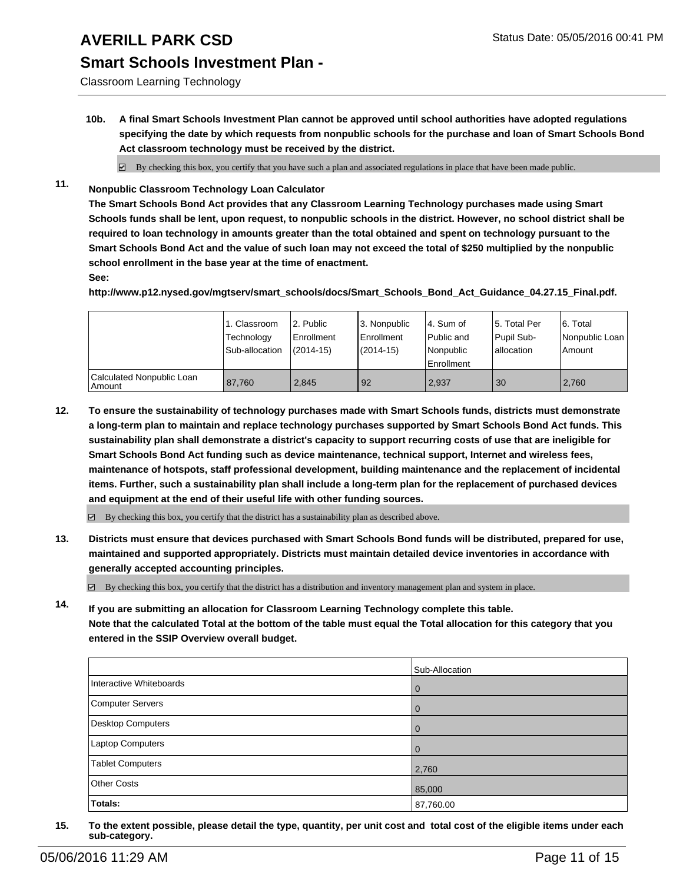**10b. A final Smart Schools Investment Plan cannot be approved until school authorities have adopted regulations specifying the date by which requests from nonpublic schools for the purchase and loan of Smart Schools Bond Act classroom technology must be received by the district.**

☑ By checking this box, you certify that you have such a plan and associated regulations in place that have been made public.

**11. Nonpublic Classroom Technology Loan Calculator**

**The Smart Schools Bond Act provides that any Classroom Learning Technology purchases made using Smart Schools funds shall be lent, upon request, to nonpublic schools in the district. However, no school district shall be required to loan technology in amounts greater than the total obtained and spent on technology pursuant to the Smart Schools Bond Act and the value of such loan may not exceed the total of $250 multiplied by the nonpublic school enrollment in the base year at the time of enactment.**

**See:**

**http://www.p12.nysed.gov/mgtserv/smart_schools/docs/Smart_Schools_Bond_Act_Guidance_04.27.15_Final.pdf.**

| | 1. Classroom Technology Sub-allocation | 2. Public Enrollment (2014-15) | 3. Nonpublic Enrollment (2014-15) | 4. Sum of Public and Nonpublic Enrollment | 5. Total Per Pupil Sub-allocation | 6. Total Nonpublic Loan Amount |
|---|---|---|---|---|---|---|
| Calculated Nonpublic Loan Amount | 87,760 | 2,845 | 92 | 2,937 | 30 | 2,760 |

**12. To ensure the sustainability of technology purchases made with Smart Schools funds, districts must demonstrate a long-term plan to maintain and replace technology purchases supported by Smart Schools Bond Act funds. This sustainability plan shall demonstrate a district's capacity to support recurring costs of use that are ineligible for Smart Schools Bond Act funding such as device maintenance, technical support, Internet and wireless fees, maintenance of hotspots, staff professional development, building maintenance and the replacement of incidental items. Further, such a sustainability plan shall include a long-term plan for the replacement of purchased devices and equipment at the end of their useful life with other funding sources.**

☑ By checking this box, you certify that the district has a sustainability plan as described above.

**13. Districts must ensure that devices purchased with Smart Schools Bond funds will be distributed, prepared for use, maintained and supported appropriately. Districts must maintain detailed device inventories in accordance with generally accepted accounting principles.**

☑ By checking this box, you certify that the district has a distribution and inventory management plan and system in place.

**14. If you are submitting an allocation for Classroom Learning Technology complete this table. Note that the calculated Total at the bottom of the table must equal the Total allocation for this category that you entered in the SSIP Overview overall budget.**

| | Sub-Allocation |
|---|---|
| Interactive Whiteboards | 0 |
| Computer Servers | 0 |
| Desktop Computers | 0 |
| Laptop Computers | 0 |
| Tablet Computers | 2,760 |
| Other Costs | 85,000 |
| **Totals:** | 87,760.00 |

**15. To the extent possible, please detail the type, quantity, per unit cost and total cost of the eligible items under each sub-category.**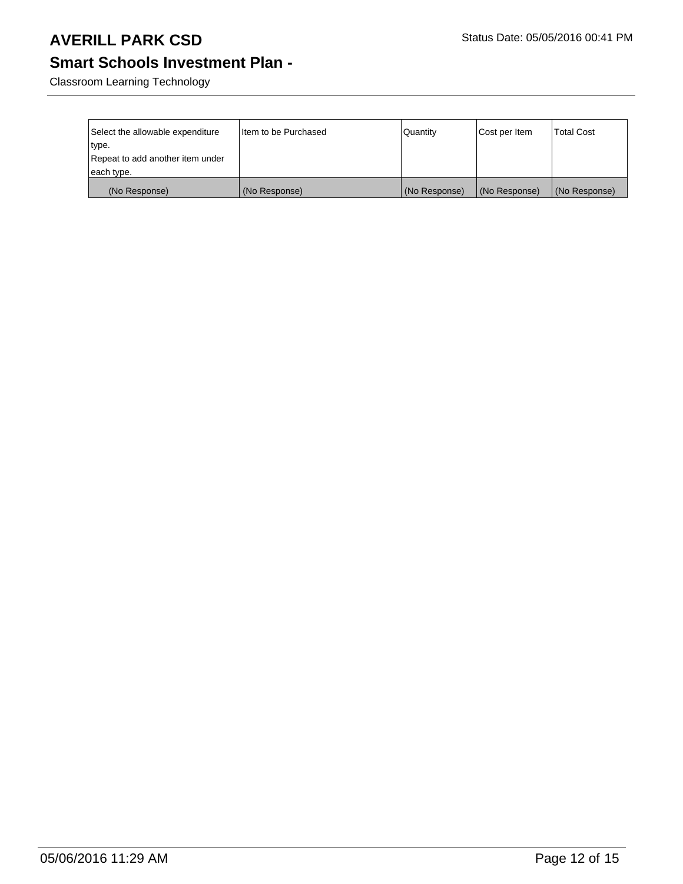# AVERILL PARK CSD

Status Date: 05/05/2016 00:41 PM

## Smart Schools Investment Plan -

Classroom Learning Technology

| Select the allowable expenditure type. Repeat to add another item under each type. | Item to be Purchased | Quantity | Cost per Item | Total Cost |
|---|---|---|---|---|
| (No Response) | (No Response) | (No Response) | (No Response) | (No Response) |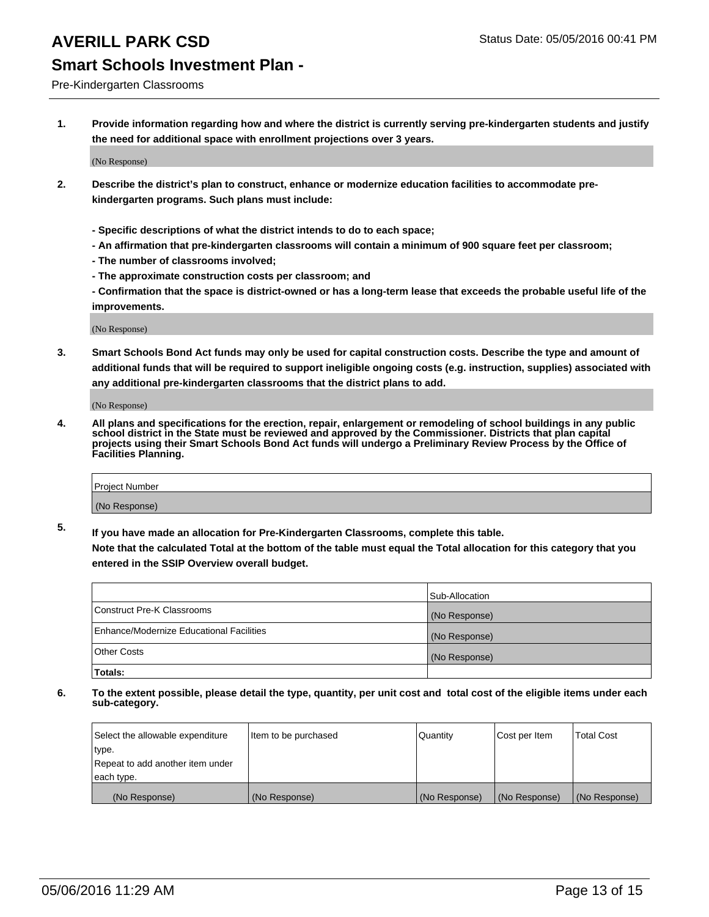# AVERILL PARK CSD

Status Date: 05/05/2016 00:41 PM

## Smart Schools Investment Plan -

Pre-Kindergarten Classrooms

**1. Provide information regarding how and where the district is currently serving pre-kindergarten students and justify the need for additional space with enrollment projections over 3 years.**

(No Response)

**2. Describe the district's plan to construct, enhance or modernize education facilities to accommodate pre-kindergarten programs. Such plans must include:**

**- Specific descriptions of what the district intends to do to each space;**
**- An affirmation that pre-kindergarten classrooms will contain a minimum of 900 square feet per classroom;**
**- The number of classrooms involved;**
**- The approximate construction costs per classroom; and**
**- Confirmation that the space is district-owned or has a long-term lease that exceeds the probable useful life of the improvements.**

(No Response)

**3. Smart Schools Bond Act funds may only be used for capital construction costs. Describe the type and amount of additional funds that will be required to support ineligible ongoing costs (e.g. instruction, supplies) associated with any additional pre-kindergarten classrooms that the district plans to add.**

(No Response)

**4. All plans and specifications for the erection, repair, enlargement or remodeling of school buildings in any public school district in the State must be reviewed and approved by the Commissioner. Districts that plan capital projects using their Smart Schools Bond Act funds will undergo a Preliminary Review Process by the Office of Facilities Planning.**

| Project Number |
|---|
| (No Response) |

**5. If you have made an allocation for Pre-Kindergarten Classrooms, complete this table.**
**Note that the calculated Total at the bottom of the table must equal the Total allocation for this category that you entered in the SSIP Overview overall budget.**

| | Sub-Allocation |
|---|---|
| Construct Pre-K Classrooms | (No Response) |
| Enhance/Modernize Educational Facilities | (No Response) |
| Other Costs | (No Response) |
| **Totals:** | |

**6. To the extent possible, please detail the type, quantity, per unit cost and total cost of the eligible items under each sub-category.**

| Select the allowable expenditure type. Repeat to add another item under each type. | Item to be purchased | Quantity | Cost per Item | Total Cost |
|---|---|---|---|---|
| (No Response) | (No Response) | (No Response) | (No Response) | (No Response) |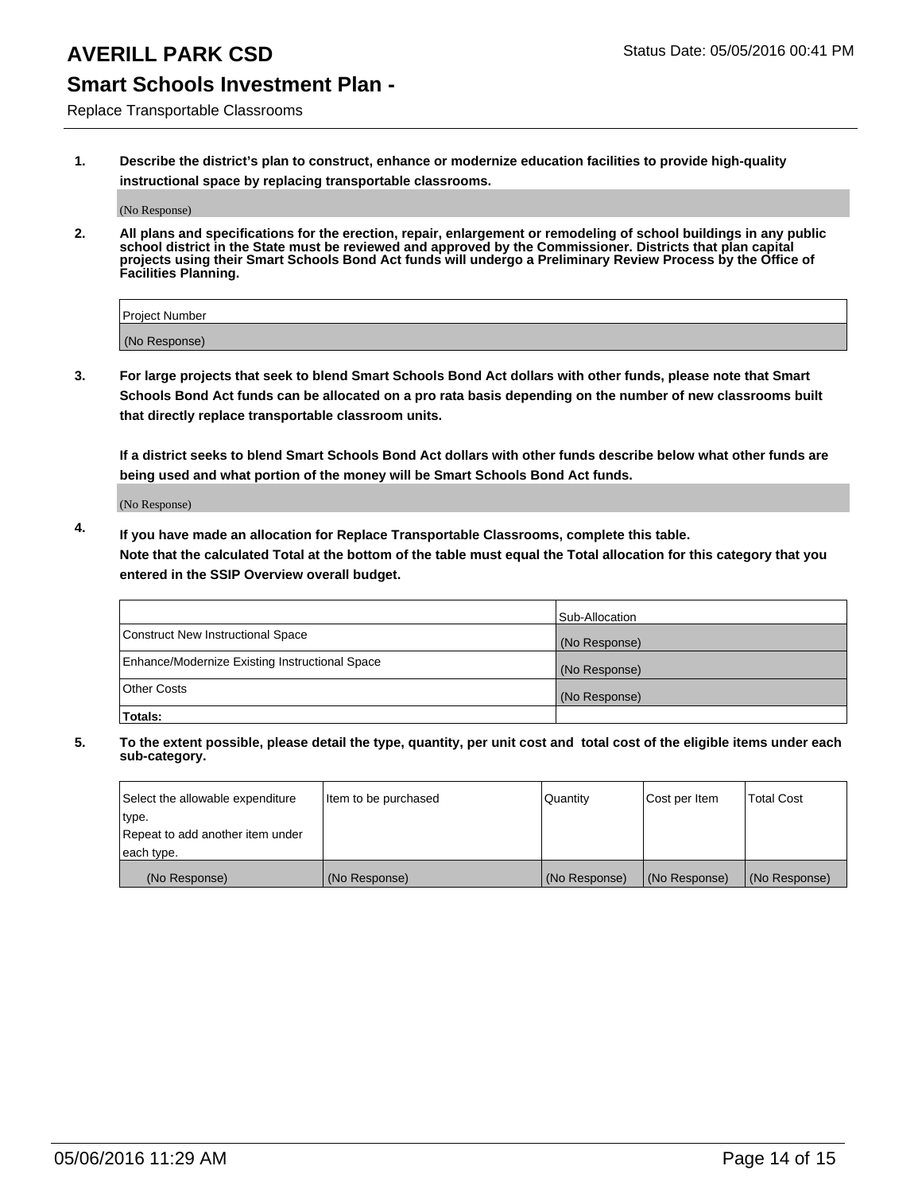# AVERILL PARK CSD

Status Date: 05/05/2016 00:41 PM

## Smart Schools Investment Plan -

Replace Transportable Classrooms

**1. Describe the district's plan to construct, enhance or modernize education facilities to provide high-quality instructional space by replacing transportable classrooms.**

(No Response)

**2. All plans and specifications for the erection, repair, enlargement or remodeling of school buildings in any public school district in the State must be reviewed and approved by the Commissioner. Districts that plan capital projects using their Smart Schools Bond Act funds will undergo a Preliminary Review Process by the Office of Facilities Planning.**

| Project Number |
| --- |
| (No Response) |

**3. For large projects that seek to blend Smart Schools Bond Act dollars with other funds, please note that Smart Schools Bond Act funds can be allocated on a pro rata basis depending on the number of new classrooms built that directly replace transportable classroom units.**

**If a district seeks to blend Smart Schools Bond Act dollars with other funds describe below what other funds are being used and what portion of the money will be Smart Schools Bond Act funds.**

(No Response)

**4. If you have made an allocation for Replace Transportable Classrooms, complete this table. Note that the calculated Total at the bottom of the table must equal the Total allocation for this category that you entered in the SSIP Overview overall budget.**

| | Sub-Allocation |
| --- | --- |
| Construct New Instructional Space | (No Response) |
| Enhance/Modernize Existing Instructional Space | (No Response) |
| Other Costs | (No Response) |
| **Totals:** | |

**5. To the extent possible, please detail the type, quantity, per unit cost and total cost of the eligible items under each sub-category.**

| Select the allowable expenditure type. Repeat to add another item under each type. | Item to be purchased | Quantity | Cost per Item | Total Cost |
| --- | --- | --- | --- | --- |
| (No Response) | (No Response) | (No Response) | (No Response) | (No Response) |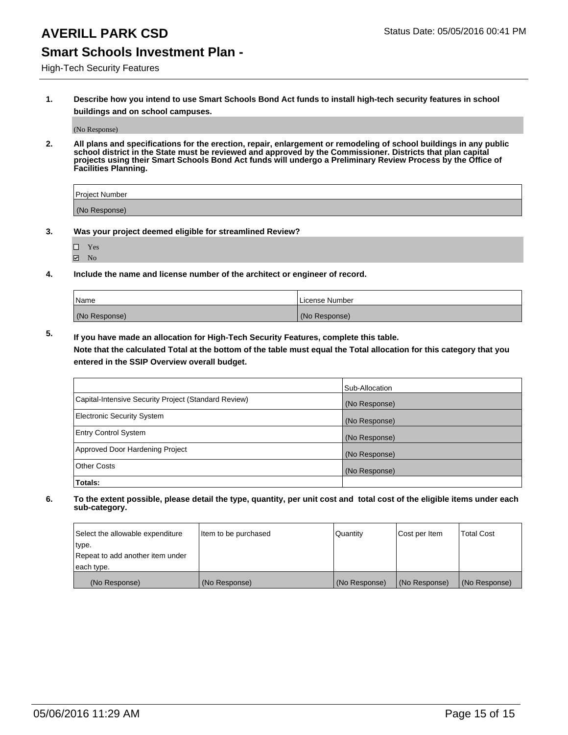# AVERILL PARK CSD

Status Date: 05/05/2016 00:41 PM

## Smart Schools Investment Plan -

High-Tech Security Features

**1. Describe how you intend to use Smart Schools Bond Act funds to install high-tech security features in school buildings and on school campuses.**

(No Response)

**2. All plans and specifications for the erection, repair, enlargement or remodeling of school buildings in any public school district in the State must be reviewed and approved by the Commissioner. Districts that plan capital projects using their Smart Schools Bond Act funds will undergo a Preliminary Review Process by the Office of Facilities Planning.**

| Project Number |
| --- |
| (No Response) |

**3. Was your project deemed eligible for streamlined Review?**

☐ Yes
☑ No

**4. Include the name and license number of the architect or engineer of record.**

| Name | License Number |
| --- | --- |
| (No Response) | (No Response) |

**5. If you have made an allocation for High-Tech Security Features, complete this table.**
**Note that the calculated Total at the bottom of the table must equal the Total allocation for this category that you entered in the SSIP Overview overall budget.**

| | Sub-Allocation |
| --- | --- |
| Capital-Intensive Security Project (Standard Review) | (No Response) |
| Electronic Security System | (No Response) |
| Entry Control System | (No Response) |
| Approved Door Hardening Project | (No Response) |
| Other Costs | (No Response) |
| **Totals:** | |

**6. To the extent possible, please detail the type, quantity, per unit cost and total cost of the eligible items under each sub-category.**

| Select the allowable expenditure type. Repeat to add another item under each type. | Item to be purchased | Quantity | Cost per Item | Total Cost |
| --- | --- | --- | --- | --- |
| (No Response) | (No Response) | (No Response) | (No Response) | (No Response) |